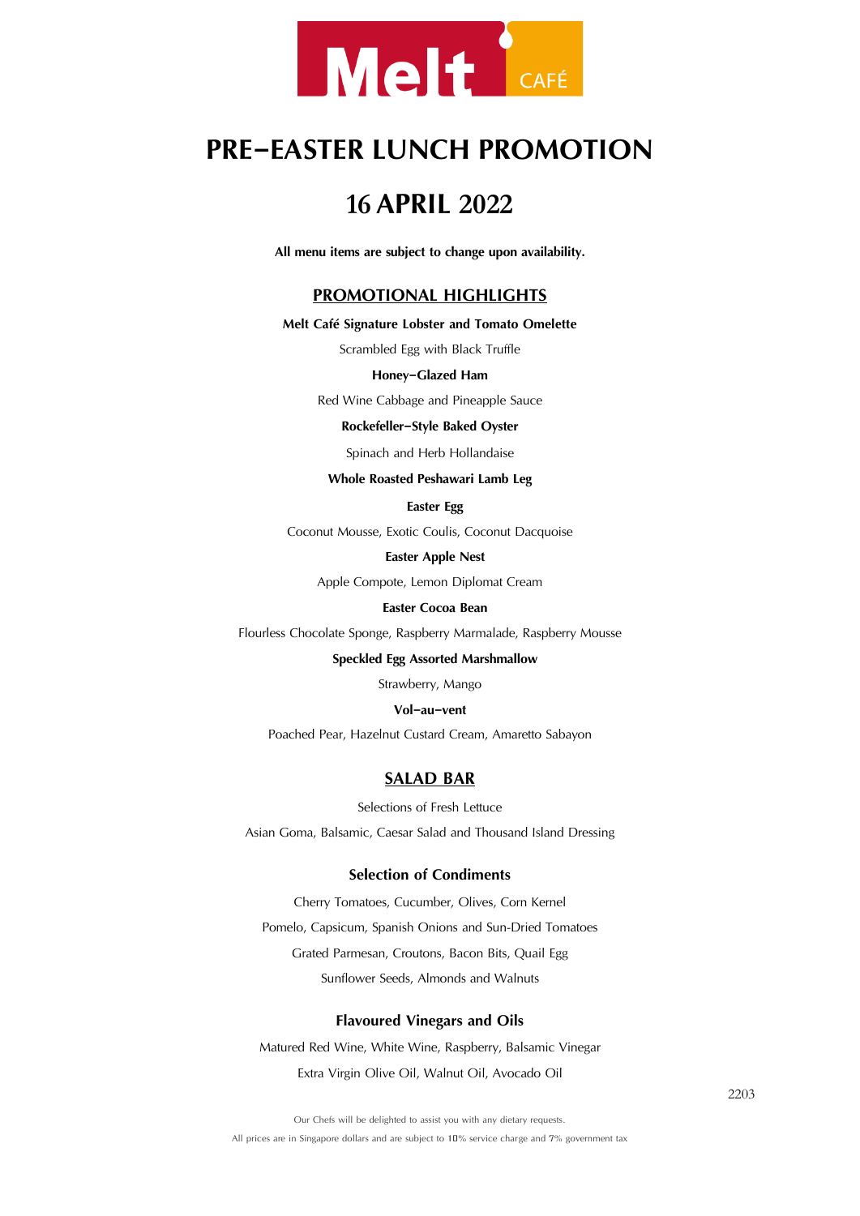# Melt CAFÉ

# PRE–EASTER LUNCH PROMOTION

## 16 APRIL 2022

**All menu items are subject to change upon availability.**

## PROMOTIONAL HIGHLIGHTS

**Melt Café Signature Lobster and Tomato Omelette**

Scrambled Egg with Black Truffle

**Honey–Glazed Ham**

Red Wine Cabbage and Pineapple Sauce

**Rockefeller–Style Baked Oyster**

Spinach and Herb Hollandaise

**Whole Roasted Peshawari Lamb Leg**

**Easter Egg**

Coconut Mousse, Exotic Coulis, Coconut Dacquoise

**Easter Apple Nest**

Apple Compote, Lemon Diplomat Cream

**Easter Cocoa Bean**

Flourless Chocolate Sponge, Raspberry Marmalade, Raspberry Mousse

**Speckled Egg Assorted Marshmallow**

Strawberry, Mango

**Vol–au–vent**

Poached Pear, Hazelnut Custard Cream, Amaretto Sabayon

## SALAD BAR

Selections of Fresh Lettuce

Asian Goma, Balsamic, Caesar Salad and Thousand Island Dressing

### Selection of Condiments

Cherry Tomatoes, Cucumber, Olives, Corn Kernel

Pomelo, Capsicum, Spanish Onions and Sun-Dried Tomatoes

Grated Parmesan, Croutons, Bacon Bits, Quail Egg

Sunflower Seeds, Almonds and Walnuts

### Flavoured Vinegars and Oils

Matured Red Wine, White Wine, Raspberry, Balsamic Vinegar

Extra Virgin Olive Oil, Walnut Oil, Avocado Oil

2203

Our Chefs will be delighted to assist you with any dietary requests.

All prices are in Singapore dollars and are subject to 10% service charge and 7% government tax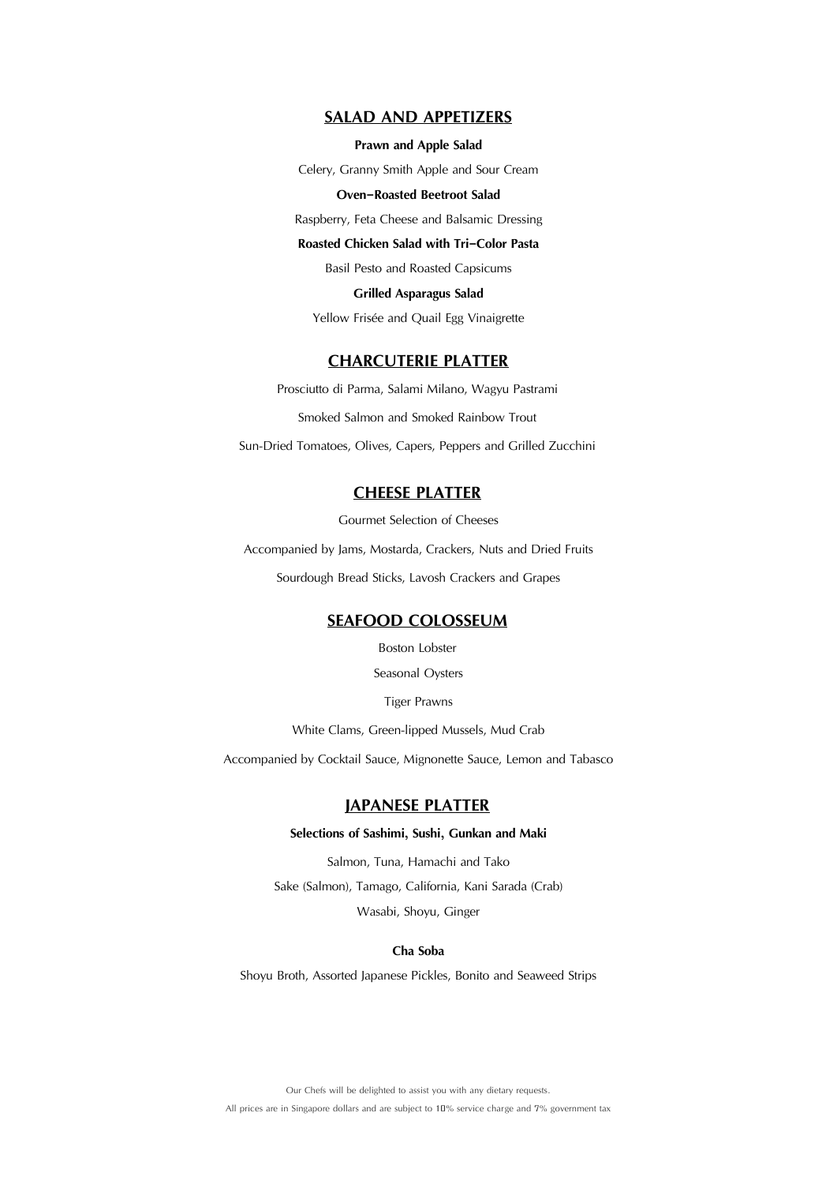## SALAD AND APPETIZERS

**Prawn and Apple Salad**

Celery, Granny Smith Apple and Sour Cream

**Oven-Roasted Beetroot Salad**

Raspberry, Feta Cheese and Balsamic Dressing

**Roasted Chicken Salad with Tri-Color Pasta**

Basil Pesto and Roasted Capsicums

**Grilled Asparagus Salad**

Yellow Frisée and Quail Egg Vinaigrette

## CHARCUTERIE PLATTER

Prosciutto di Parma, Salami Milano, Wagyu Pastrami

Smoked Salmon and Smoked Rainbow Trout

Sun-Dried Tomatoes, Olives, Capers, Peppers and Grilled Zucchini

## CHEESE PLATTER

Gourmet Selection of Cheeses

Accompanied by Jams, Mostarda, Crackers, Nuts and Dried Fruits

Sourdough Bread Sticks, Lavosh Crackers and Grapes

## SEAFOOD COLOSSEUM

Boston Lobster

Seasonal Oysters

Tiger Prawns

White Clams, Green-lipped Mussels, Mud Crab

Accompanied by Cocktail Sauce, Mignonette Sauce, Lemon and Tabasco

## JAPANESE PLATTER

**Selections of Sashimi, Sushi, Gunkan and Maki**

Salmon, Tuna, Hamachi and Tako

Sake (Salmon), Tamago, California, Kani Sarada (Crab)

Wasabi, Shoyu, Ginger

**Cha Soba**

Shoyu Broth, Assorted Japanese Pickles, Bonito and Seaweed Strips

Our Chefs will be delighted to assist you with any dietary requests.

All prices are in Singapore dollars and are subject to 10% service charge and 7% government tax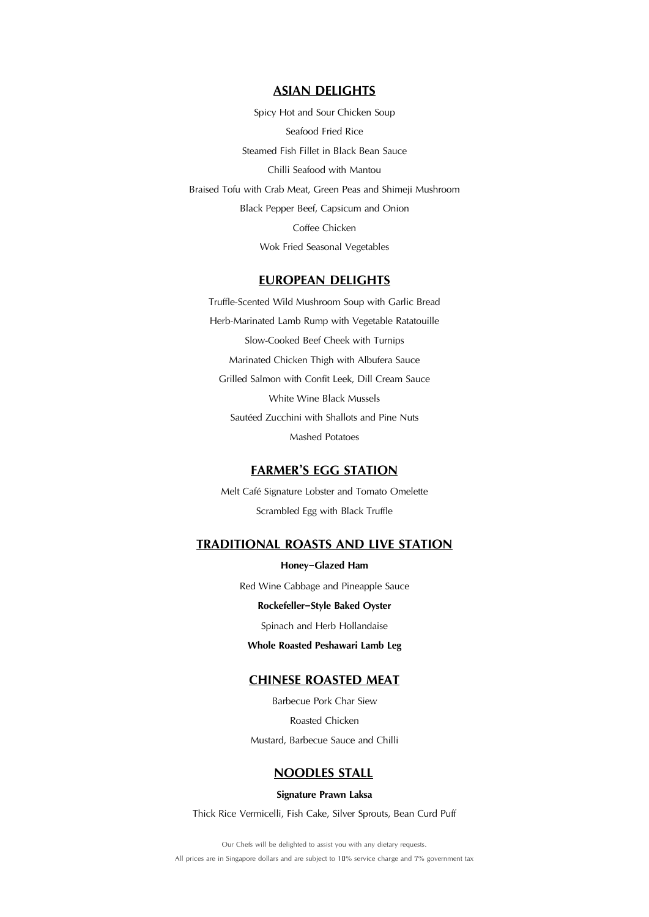## ASIAN DELIGHTS

Spicy Hot and Sour Chicken Soup

Seafood Fried Rice

Steamed Fish Fillet in Black Bean Sauce

Chilli Seafood with Mantou

Braised Tofu with Crab Meat, Green Peas and Shimeji Mushroom

Black Pepper Beef, Capsicum and Onion

Coffee Chicken

Wok Fried Seasonal Vegetables

## EUROPEAN DELIGHTS

Truffle-Scented Wild Mushroom Soup with Garlic Bread

Herb-Marinated Lamb Rump with Vegetable Ratatouille

Slow-Cooked Beef Cheek with Turnips

Marinated Chicken Thigh with Albufera Sauce

Grilled Salmon with Confit Leek, Dill Cream Sauce

White Wine Black Mussels

Sautéed Zucchini with Shallots and Pine Nuts

Mashed Potatoes

## FARMER'S EGG STATION

Melt Café Signature Lobster and Tomato Omelette

Scrambled Egg with Black Truffle

## TRADITIONAL ROASTS AND LIVE STATION

**Honey–Glazed Ham**

Red Wine Cabbage and Pineapple Sauce

**Rockefeller–Style Baked Oyster**

Spinach and Herb Hollandaise

**Whole Roasted Peshawari Lamb Leg**

## CHINESE ROASTED MEAT

Barbecue Pork Char Siew

Roasted Chicken

Mustard, Barbecue Sauce and Chilli

## NOODLES STALL

**Signature Prawn Laksa**

Thick Rice Vermicelli, Fish Cake, Silver Sprouts, Bean Curd Puff

Our Chefs will be delighted to assist you with any dietary requests.

All prices are in Singapore dollars and are subject to 10% service charge and 7% government tax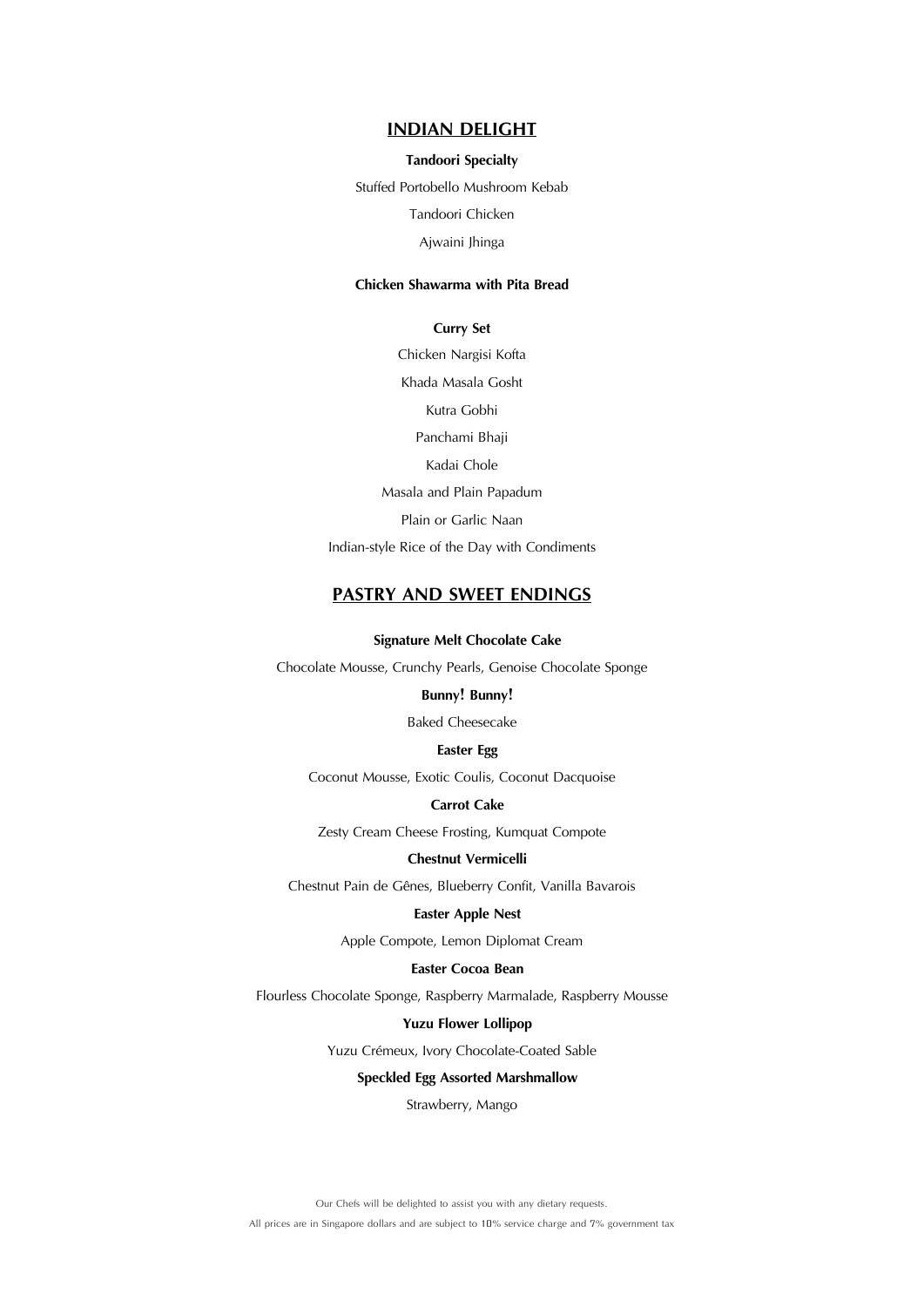## INDIAN DELIGHT

**Tandoori Specialty**

Stuffed Portobello Mushroom Kebab

Tandoori Chicken

Ajwaini Jhinga

**Chicken Shawarma with Pita Bread**

**Curry Set**

Chicken Nargisi Kofta

Khada Masala Gosht

Kutra Gobhi

Panchami Bhaji

Kadai Chole

Masala and Plain Papadum

Plain or Garlic Naan

Indian-style Rice of the Day with Condiments

## PASTRY AND SWEET ENDINGS

**Signature Melt Chocolate Cake**

Chocolate Mousse, Crunchy Pearls, Genoise Chocolate Sponge

**Bunny! Bunny!**

Baked Cheesecake

**Easter Egg**

Coconut Mousse, Exotic Coulis, Coconut Dacquoise

**Carrot Cake**

Zesty Cream Cheese Frosting, Kumquat Compote

**Chestnut Vermicelli**

Chestnut Pain de Gênes, Blueberry Confit, Vanilla Bavarois

**Easter Apple Nest**

Apple Compote, Lemon Diplomat Cream

**Easter Cocoa Bean**

Flourless Chocolate Sponge, Raspberry Marmalade, Raspberry Mousse

**Yuzu Flower Lollipop**

Yuzu Crémeux, Ivory Chocolate-Coated Sable

**Speckled Egg Assorted Marshmallow**

Strawberry, Mango

Our Chefs will be delighted to assist you with any dietary requests.

All prices are in Singapore dollars and are subject to 10% service charge and 7% government tax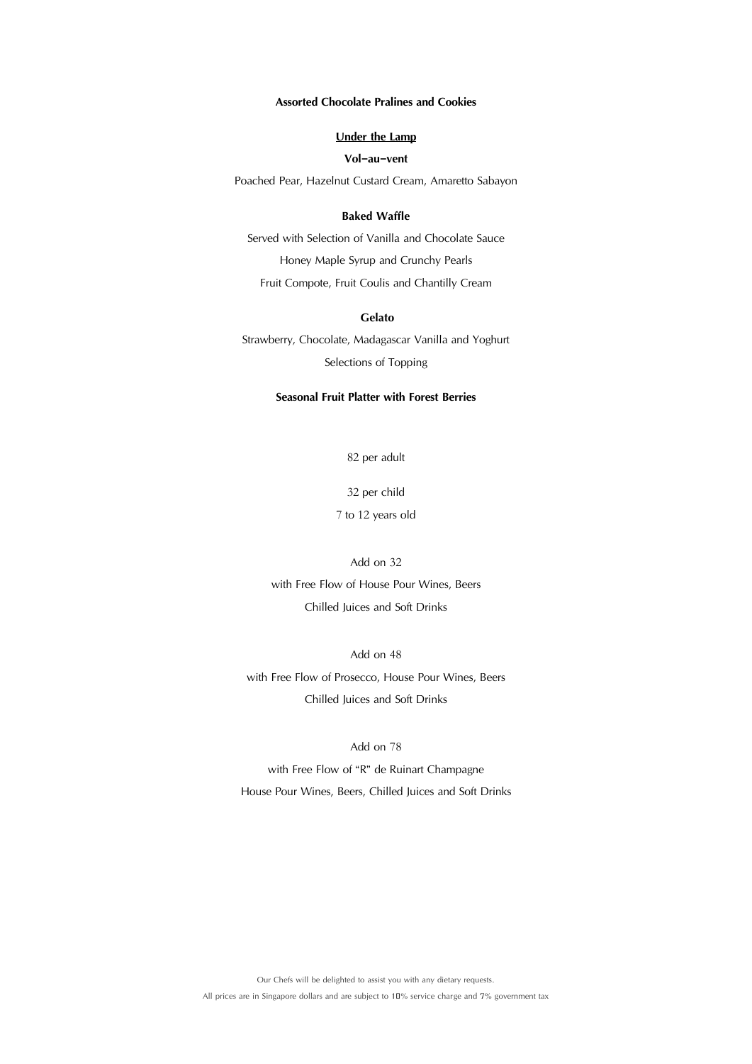**Assorted Chocolate Pralines and Cookies**

**Under the Lamp**

**Vol–au–vent**

Poached Pear, Hazelnut Custard Cream, Amaretto Sabayon

**Baked Waffle**

Served with Selection of Vanilla and Chocolate Sauce

Honey Maple Syrup and Crunchy Pearls

Fruit Compote, Fruit Coulis and Chantilly Cream

**Gelato**

Strawberry, Chocolate, Madagascar Vanilla and Yoghurt

Selections of Topping

**Seasonal Fruit Platter with Forest Berries**

82 per adult

32 per child

7 to 12 years old

Add on 32

with Free Flow of House Pour Wines, Beers

Chilled Juices and Soft Drinks

Add on 48

with Free Flow of Prosecco, House Pour Wines, Beers

Chilled Juices and Soft Drinks

Add on 78

with Free Flow of "R" de Ruinart Champagne

House Pour Wines, Beers, Chilled Juices and Soft Drinks

Our Chefs will be delighted to assist you with any dietary requests.

All prices are in Singapore dollars and are subject to 10% service charge and 7% government tax